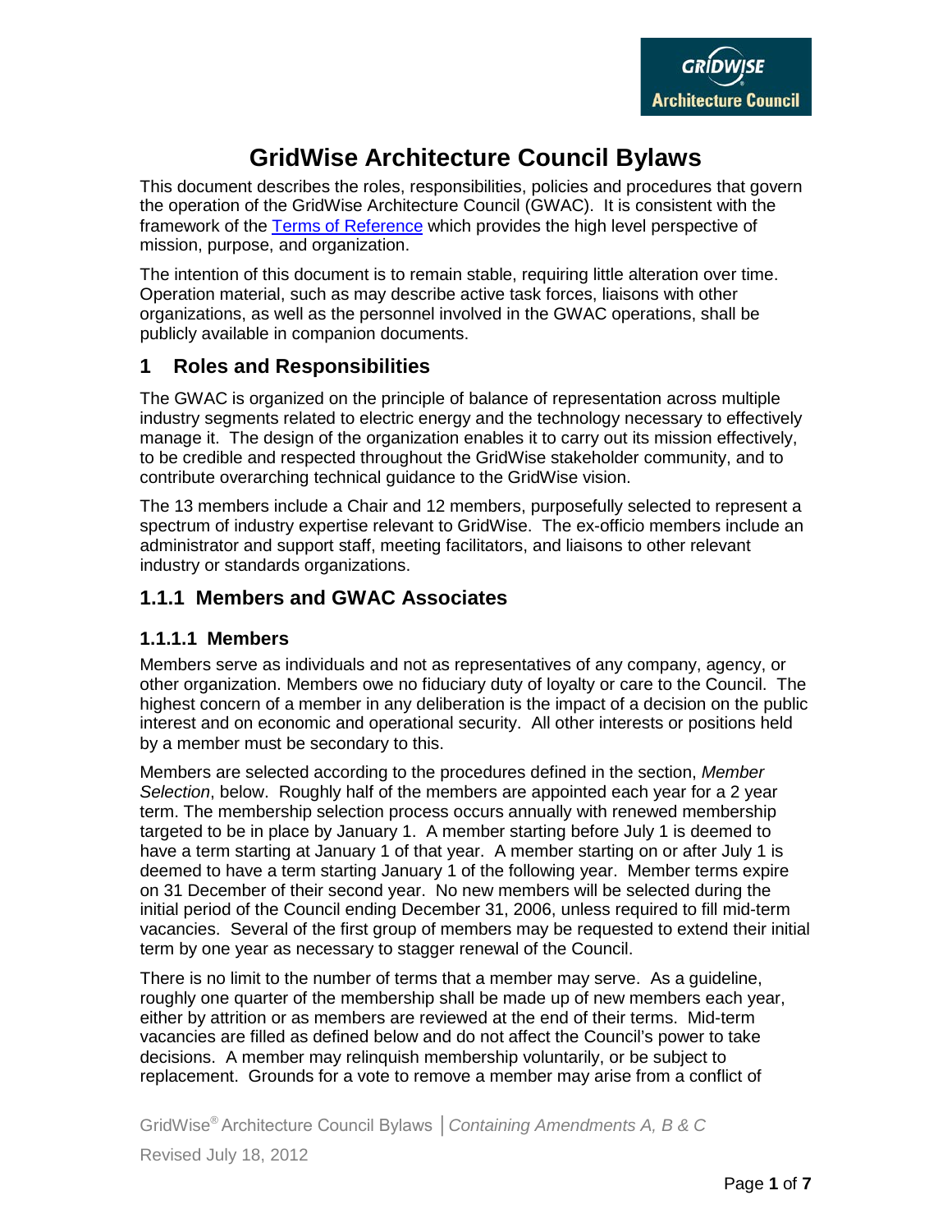# GridWise Architecture Council Bylaws

This document describes the roles, responsibilities, policies and procedures that govern the operation of the GridWise Architecture Council (GWAC). It is consistent with the framework of the [Terms of Reference] which provides the high level perspective of mission, purpose, and organization.

The intention of this document is to remain stable, requiring little alteration over time. Operation material, such as may describe active task forces, liaisons with other organizations, as well as the personnel involved in the GWAC operations, shall be publicly available in companion documents.

## 1 Roles and Responsibilities

The GWAC is organized on the principle of balance of representation across multiple industry segments related to electric energy and the technology necessary to effectively manage it. The design of the organization enables it to carry out its mission effectively, to be credible and respected throughout the GridWise stakeholder community, and to contribute overarching technical guidance to the GridWise vision.

The 13 members include a Chair and 12 members, purposefully selected to represent a spectrum of industry expertise relevant to GridWise. The ex-officio members include an administrator and support staff, meeting facilitators, and liaisons to other relevant industry or standards organizations.

## 1.1.1 Members and GWAC Associates

### 1.1.1.1 Members

Members serve as individuals and not as representatives of any company, agency, or other organization. Members owe no fiduciary duty of loyalty or care to the Council. The highest concern of a member in any deliberation is the impact of a decision on the public interest and on economic and operational security. All other interests or positions held by a member must be secondary to this.

Members are selected according to the procedures defined in the section, *Member Selection*, below. Roughly half of the members are appointed each year for a 2 year term. The membership selection process occurs annually with renewed membership targeted to be in place by January 1. A member starting before July 1 is deemed to have a term starting at January 1 of that year. A member starting on or after July 1 is deemed to have a term starting January 1 of the following year. Member terms expire on 31 December of their second year. No new members will be selected during the initial period of the Council ending December 31, 2006, unless required to fill mid-term vacancies. Several of the first group of members may be requested to extend their initial term by one year as necessary to stagger renewal of the Council.

There is no limit to the number of terms that a member may serve. As a guideline, roughly one quarter of the membership shall be made up of new members each year, either by attrition or as members are reviewed at the end of their terms. Mid-term vacancies are filled as defined below and do not affect the Council's power to take decisions. A member may relinquish membership voluntarily, or be subject to replacement. Grounds for a vote to remove a member may arise from a conflict of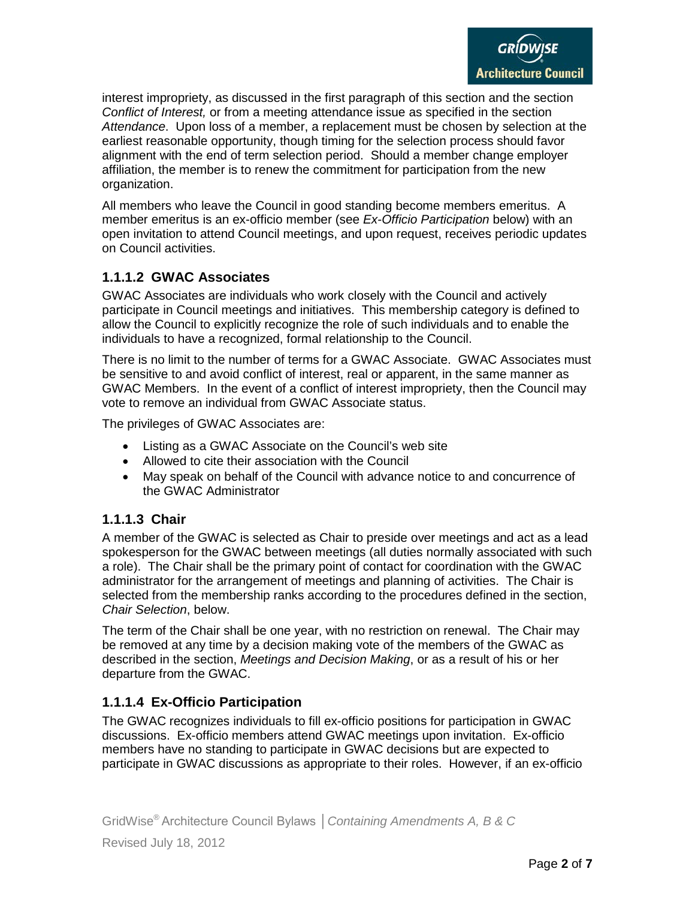interest impropriety, as discussed in the first paragraph of this section and the section *Conflict of Interest,* or from a meeting attendance issue as specified in the section *Attendance*. Upon loss of a member, a replacement must be chosen by selection at the earliest reasonable opportunity, though timing for the selection process should favor alignment with the end of term selection period. Should a member change employer affiliation, the member is to renew the commitment for participation from the new organization.

All members who leave the Council in good standing become members emeritus. A member emeritus is an ex-officio member (see *Ex-Officio Participation* below) with an open invitation to attend Council meetings, and upon request, receives periodic updates on Council activities.

### 1.1.1.2 GWAC Associates

GWAC Associates are individuals who work closely with the Council and actively participate in Council meetings and initiatives. This membership category is defined to allow the Council to explicitly recognize the role of such individuals and to enable the individuals to have a recognized, formal relationship to the Council.

There is no limit to the number of terms for a GWAC Associate. GWAC Associates must be sensitive to and avoid conflict of interest, real or apparent, in the same manner as GWAC Members. In the event of a conflict of interest impropriety, then the Council may vote to remove an individual from GWAC Associate status.

The privileges of GWAC Associates are:

- Listing as a GWAC Associate on the Council's web site
- Allowed to cite their association with the Council
- May speak on behalf of the Council with advance notice to and concurrence of the GWAC Administrator

### 1.1.1.3 Chair

A member of the GWAC is selected as Chair to preside over meetings and act as a lead spokesperson for the GWAC between meetings (all duties normally associated with such a role). The Chair shall be the primary point of contact for coordination with the GWAC administrator for the arrangement of meetings and planning of activities. The Chair is selected from the membership ranks according to the procedures defined in the section, *Chair Selection*, below.

The term of the Chair shall be one year, with no restriction on renewal. The Chair may be removed at any time by a decision making vote of the members of the GWAC as described in the section, *Meetings and Decision Making*, or as a result of his or her departure from the GWAC.

### 1.1.1.4 Ex-Officio Participation

The GWAC recognizes individuals to fill ex-officio positions for participation in GWAC discussions. Ex-officio members attend GWAC meetings upon invitation. Ex-officio members have no standing to participate in GWAC decisions but are expected to participate in GWAC discussions as appropriate to their roles. However, if an ex-officio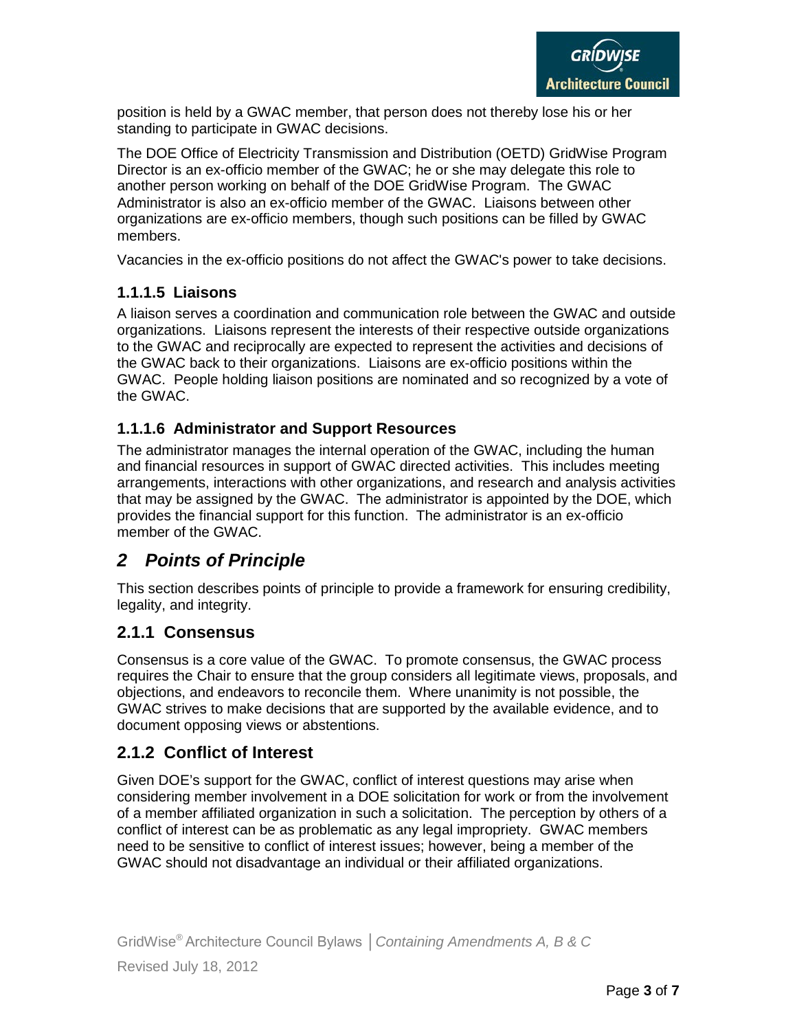position is held by a GWAC member, that person does not thereby lose his or her standing to participate in GWAC decisions.

The DOE Office of Electricity Transmission and Distribution (OETD) GridWise Program Director is an ex-officio member of the GWAC; he or she may delegate this role to another person working on behalf of the DOE GridWise Program. The GWAC Administrator is also an ex-officio member of the GWAC. Liaisons between other organizations are ex-officio members, though such positions can be filled by GWAC members.

Vacancies in the ex-officio positions do not affect the GWAC's power to take decisions.

#### 1.1.1.5 Liaisons

A liaison serves a coordination and communication role between the GWAC and outside organizations. Liaisons represent the interests of their respective outside organizations to the GWAC and reciprocally are expected to represent the activities and decisions of the GWAC back to their organizations. Liaisons are ex-officio positions within the GWAC. People holding liaison positions are nominated and so recognized by a vote of the GWAC.

#### 1.1.1.6 Administrator and Support Resources

The administrator manages the internal operation of the GWAC, including the human and financial resources in support of GWAC directed activities. This includes meeting arrangements, interactions with other organizations, and research and analysis activities that may be assigned by the GWAC. The administrator is appointed by the DOE, which provides the financial support for this function. The administrator is an ex-officio member of the GWAC.

# *2 Points of Principle*

This section describes points of principle to provide a framework for ensuring credibility, legality, and integrity.

### 2.1.1 Consensus

Consensus is a core value of the GWAC. To promote consensus, the GWAC process requires the Chair to ensure that the group considers all legitimate views, proposals, and objections, and endeavors to reconcile them. Where unanimity is not possible, the GWAC strives to make decisions that are supported by the available evidence, and to document opposing views or abstentions.

### 2.1.2 Conflict of Interest

Given DOE's support for the GWAC, conflict of interest questions may arise when considering member involvement in a DOE solicitation for work or from the involvement of a member affiliated organization in such a solicitation. The perception by others of a conflict of interest can be as problematic as any legal impropriety. GWAC members need to be sensitive to conflict of interest issues; however, being a member of the GWAC should not disadvantage an individual or their affiliated organizations.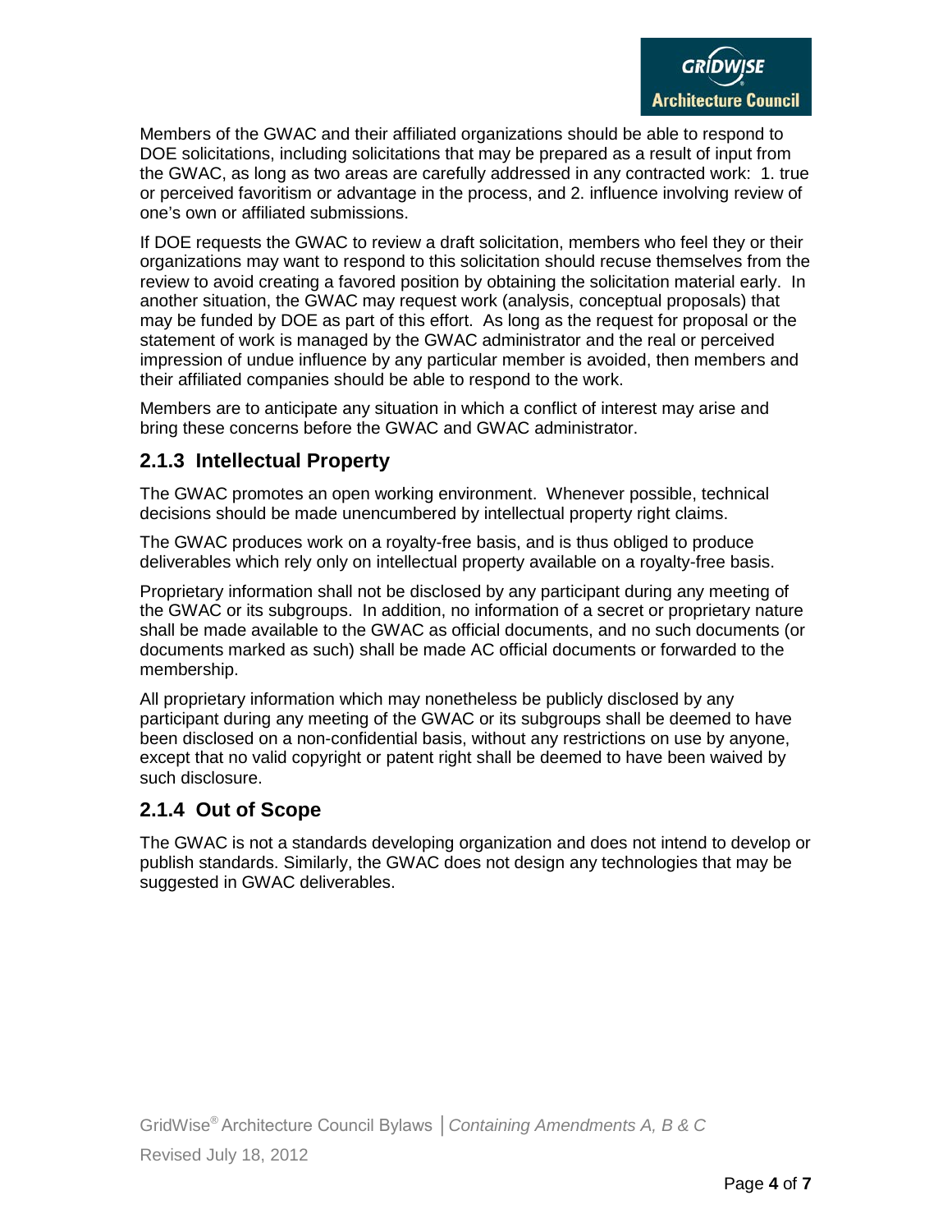Members of the GWAC and their affiliated organizations should be able to respond to DOE solicitations, including solicitations that may be prepared as a result of input from the GWAC, as long as two areas are carefully addressed in any contracted work: 1. true or perceived favoritism or advantage in the process, and 2. influence involving review of one's own or affiliated submissions.

If DOE requests the GWAC to review a draft solicitation, members who feel they or their organizations may want to respond to this solicitation should recuse themselves from the review to avoid creating a favored position by obtaining the solicitation material early. In another situation, the GWAC may request work (analysis, conceptual proposals) that may be funded by DOE as part of this effort. As long as the request for proposal or the statement of work is managed by the GWAC administrator and the real or perceived impression of undue influence by any particular member is avoided, then members and their affiliated companies should be able to respond to the work.

Members are to anticipate any situation in which a conflict of interest may arise and bring these concerns before the GWAC and GWAC administrator.

### 2.1.3 Intellectual Property

The GWAC promotes an open working environment. Whenever possible, technical decisions should be made unencumbered by intellectual property right claims.

The GWAC produces work on a royalty-free basis, and is thus obliged to produce deliverables which rely only on intellectual property available on a royalty-free basis.

Proprietary information shall not be disclosed by any participant during any meeting of the GWAC or its subgroups. In addition, no information of a secret or proprietary nature shall be made available to the GWAC as official documents, and no such documents (or documents marked as such) shall be made AC official documents or forwarded to the membership.

All proprietary information which may nonetheless be publicly disclosed by any participant during any meeting of the GWAC or its subgroups shall be deemed to have been disclosed on a non-confidential basis, without any restrictions on use by anyone, except that no valid copyright or patent right shall be deemed to have been waived by such disclosure.

### 2.1.4 Out of Scope

The GWAC is not a standards developing organization and does not intend to develop or publish standards. Similarly, the GWAC does not design any technologies that may be suggested in GWAC deliverables.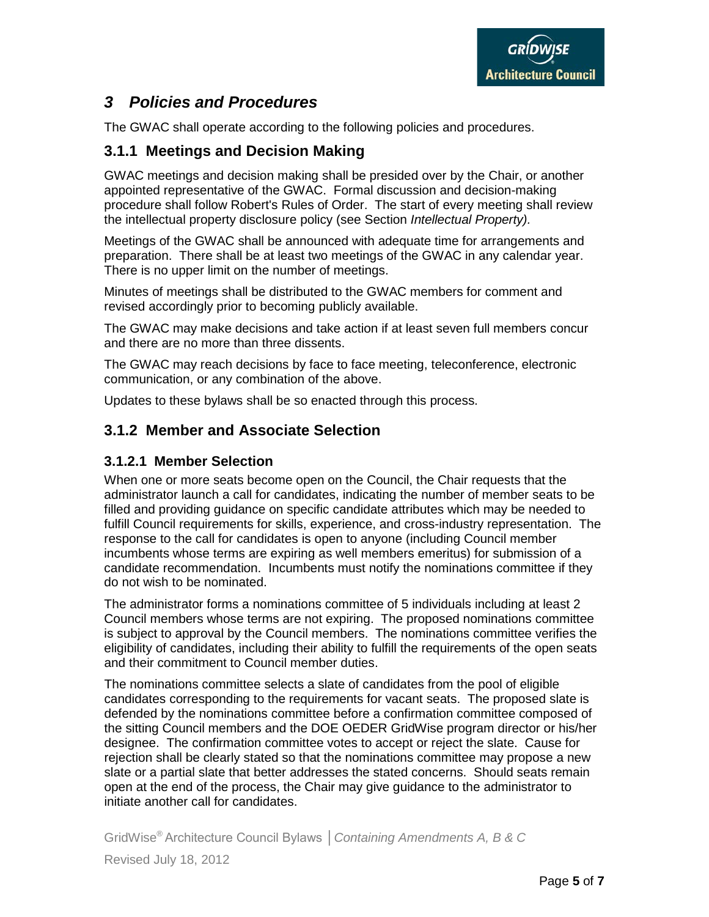# 3 Policies and Procedures

The GWAC shall operate according to the following policies and procedures.

## 3.1.1 Meetings and Decision Making

GWAC meetings and decision making shall be presided over by the Chair, or another appointed representative of the GWAC. Formal discussion and decision-making procedure shall follow Robert's Rules of Order. The start of every meeting shall review the intellectual property disclosure policy (see Section *Intellectual Property).*

Meetings of the GWAC shall be announced with adequate time for arrangements and preparation. There shall be at least two meetings of the GWAC in any calendar year. There is no upper limit on the number of meetings.

Minutes of meetings shall be distributed to the GWAC members for comment and revised accordingly prior to becoming publicly available.

The GWAC may make decisions and take action if at least seven full members concur and there are no more than three dissents.

The GWAC may reach decisions by face to face meeting, teleconference, electronic communication, or any combination of the above.

Updates to these bylaws shall be so enacted through this process.

## 3.1.2 Member and Associate Selection

### 3.1.2.1 Member Selection

When one or more seats become open on the Council, the Chair requests that the administrator launch a call for candidates, indicating the number of member seats to be filled and providing guidance on specific candidate attributes which may be needed to fulfill Council requirements for skills, experience, and cross-industry representation. The response to the call for candidates is open to anyone (including Council member incumbents whose terms are expiring as well members emeritus) for submission of a candidate recommendation. Incumbents must notify the nominations committee if they do not wish to be nominated.

The administrator forms a nominations committee of 5 individuals including at least 2 Council members whose terms are not expiring. The proposed nominations committee is subject to approval by the Council members. The nominations committee verifies the eligibility of candidates, including their ability to fulfill the requirements of the open seats and their commitment to Council member duties.

The nominations committee selects a slate of candidates from the pool of eligible candidates corresponding to the requirements for vacant seats. The proposed slate is defended by the nominations committee before a confirmation committee composed of the sitting Council members and the DOE OEDER GridWise program director or his/her designee. The confirmation committee votes to accept or reject the slate. Cause for rejection shall be clearly stated so that the nominations committee may propose a new slate or a partial slate that better addresses the stated concerns. Should seats remain open at the end of the process, the Chair may give guidance to the administrator to initiate another call for candidates.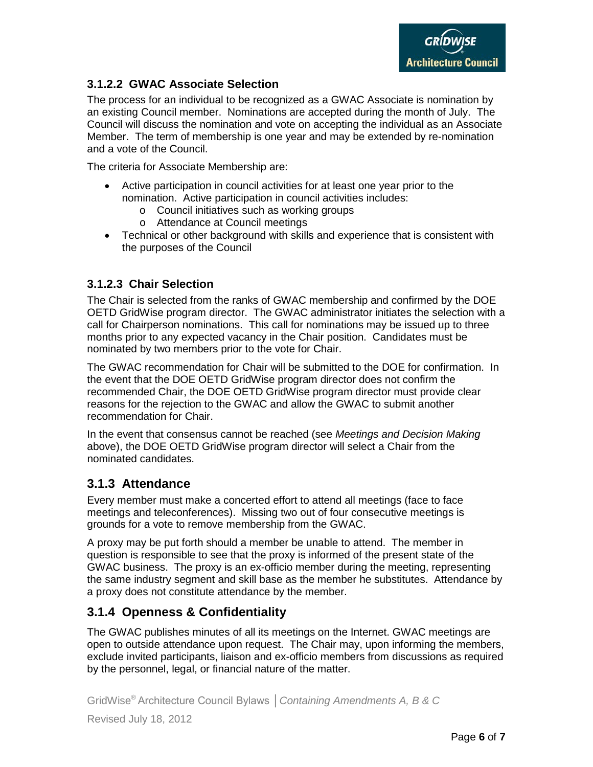### 3.1.2.2 GWAC Associate Selection

The process for an individual to be recognized as a GWAC Associate is nomination by an existing Council member. Nominations are accepted during the month of July. The Council will discuss the nomination and vote on accepting the individual as an Associate Member. The term of membership is one year and may be extended by re-nomination and a vote of the Council.

The criteria for Associate Membership are:

- Active participation in council activities for at least one year prior to the nomination. Active participation in council activities includes:
  - Council initiatives such as working groups
  - Attendance at Council meetings
- Technical or other background with skills and experience that is consistent with the purposes of the Council

### 3.1.2.3 Chair Selection

The Chair is selected from the ranks of GWAC membership and confirmed by the DOE OETD GridWise program director. The GWAC administrator initiates the selection with a call for Chairperson nominations. This call for nominations may be issued up to three months prior to any expected vacancy in the Chair position. Candidates must be nominated by two members prior to the vote for Chair.

The GWAC recommendation for Chair will be submitted to the DOE for confirmation. In the event that the DOE OETD GridWise program director does not confirm the recommended Chair, the DOE OETD GridWise program director must provide clear reasons for the rejection to the GWAC and allow the GWAC to submit another recommendation for Chair.

In the event that consensus cannot be reached (see *Meetings and Decision Making* above), the DOE OETD GridWise program director will select a Chair from the nominated candidates.

## 3.1.3 Attendance

Every member must make a concerted effort to attend all meetings (face to face meetings and teleconferences). Missing two out of four consecutive meetings is grounds for a vote to remove membership from the GWAC.

A proxy may be put forth should a member be unable to attend. The member in question is responsible to see that the proxy is informed of the present state of the GWAC business. The proxy is an ex-officio member during the meeting, representing the same industry segment and skill base as the member he substitutes. Attendance by a proxy does not constitute attendance by the member.

## 3.1.4 Openness & Confidentiality

The GWAC publishes minutes of all its meetings on the Internet. GWAC meetings are open to outside attendance upon request. The Chair may, upon informing the members, exclude invited participants, liaison and ex-officio members from discussions as required by the personnel, legal, or financial nature of the matter.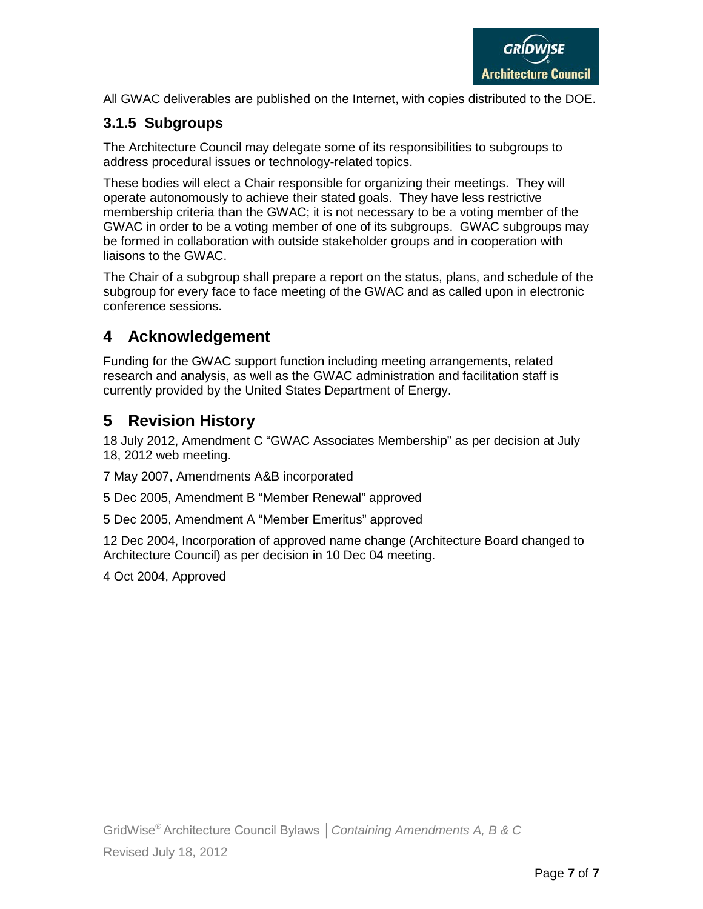All GWAC deliverables are published on the Internet, with copies distributed to the DOE.

### 3.1.5 Subgroups

The Architecture Council may delegate some of its responsibilities to subgroups to address procedural issues or technology-related topics.

These bodies will elect a Chair responsible for organizing their meetings. They will operate autonomously to achieve their stated goals. They have less restrictive membership criteria than the GWAC; it is not necessary to be a voting member of the GWAC in order to be a voting member of one of its subgroups. GWAC subgroups may be formed in collaboration with outside stakeholder groups and in cooperation with liaisons to the GWAC.

The Chair of a subgroup shall prepare a report on the status, plans, and schedule of the subgroup for every face to face meeting of the GWAC and as called upon in electronic conference sessions.

# 4 Acknowledgement

Funding for the GWAC support function including meeting arrangements, related research and analysis, as well as the GWAC administration and facilitation staff is currently provided by the United States Department of Energy.

# 5 Revision History

18 July 2012, Amendment C "GWAC Associates Membership" as per decision at July 18, 2012 web meeting.

7 May 2007, Amendments A&B incorporated

5 Dec 2005, Amendment B "Member Renewal" approved

5 Dec 2005, Amendment A "Member Emeritus" approved

12 Dec 2004, Incorporation of approved name change (Architecture Board changed to Architecture Council) as per decision in 10 Dec 04 meeting.

4 Oct 2004, Approved